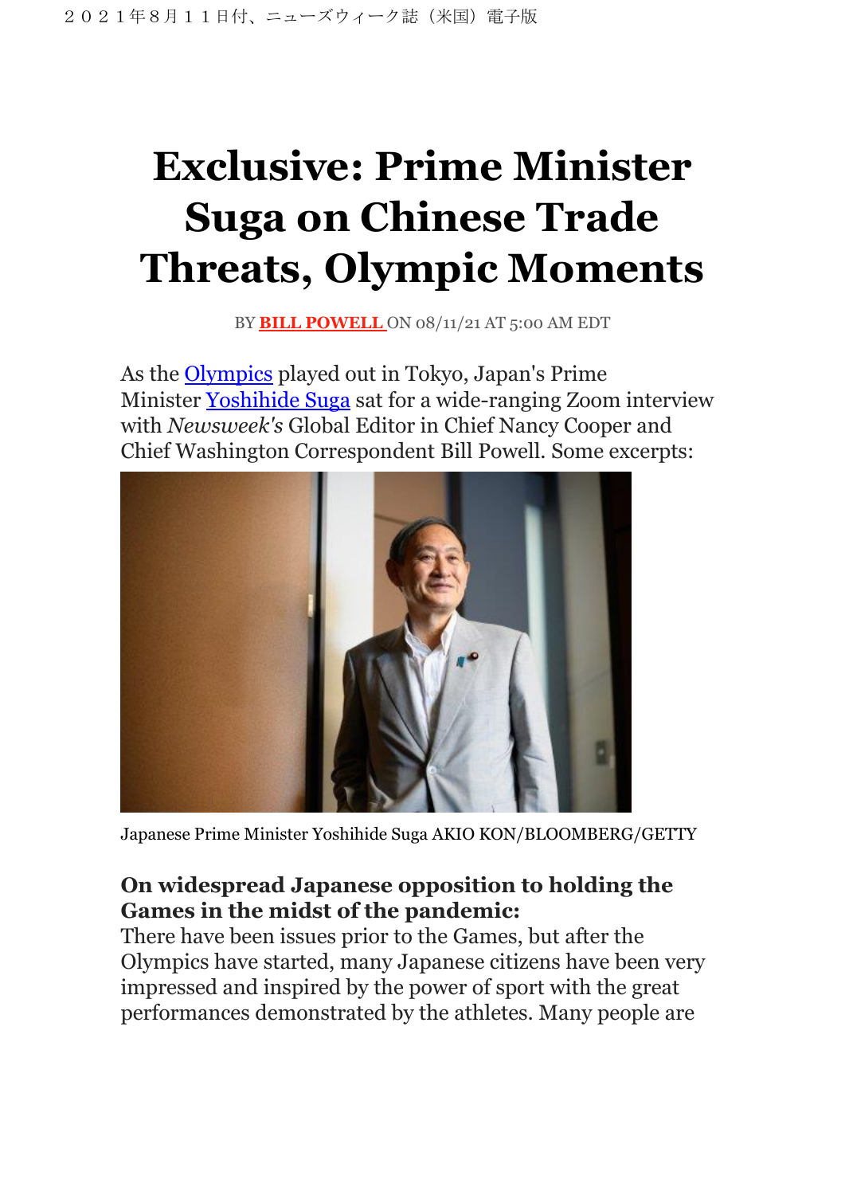２０２１年８月１１日付、ニューズウィーク誌（米国）電子版

# Exclusive: Prime Minister Suga on Chinese Trade Threats, Olympic Moments

BY **BILL POWELL** ON 08/11/21 AT 5:00 AM EDT

As the Olympics played out in Tokyo, Japan's Prime Minister Yoshihide Suga sat for a wide-ranging Zoom interview with *Newsweek's* Global Editor in Chief Nancy Cooper and Chief Washington Correspondent Bill Powell. Some excerpts:

Japanese Prime Minister Yoshihide Suga AKIO KON/BLOOMBERG/GETTY

### On widespread Japanese opposition to holding the Games in the midst of the pandemic:

There have been issues prior to the Games, but after the Olympics have started, many Japanese citizens have been very impressed and inspired by the power of sport with the great performances demonstrated by the athletes. Many people are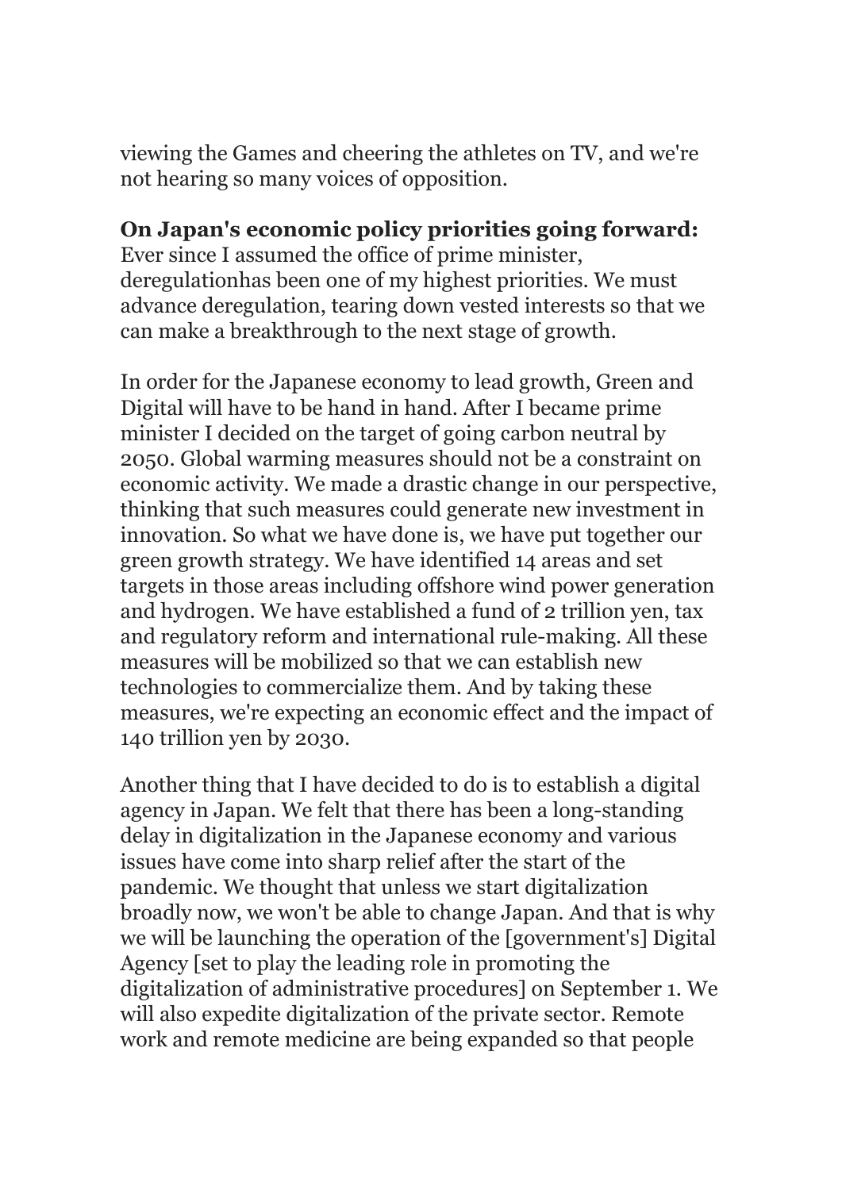viewing the Games and cheering the athletes on TV, and we're not hearing so many voices of opposition.

**On Japan's economic policy priorities going forward:** Ever since I assumed the office of prime minister, deregulationhas been one of my highest priorities. We must advance deregulation, tearing down vested interests so that we can make a breakthrough to the next stage of growth.

In order for the Japanese economy to lead growth, Green and Digital will have to be hand in hand. After I became prime minister I decided on the target of going carbon neutral by 2050. Global warming measures should not be a constraint on economic activity. We made a drastic change in our perspective, thinking that such measures could generate new investment in innovation. So what we have done is, we have put together our green growth strategy. We have identified 14 areas and set targets in those areas including offshore wind power generation and hydrogen. We have established a fund of 2 trillion yen, tax and regulatory reform and international rule-making. All these measures will be mobilized so that we can establish new technologies to commercialize them. And by taking these measures, we're expecting an economic effect and the impact of 140 trillion yen by 2030.

Another thing that I have decided to do is to establish a digital agency in Japan. We felt that there has been a long-standing delay in digitalization in the Japanese economy and various issues have come into sharp relief after the start of the pandemic. We thought that unless we start digitalization broadly now, we won't be able to change Japan. And that is why we will be launching the operation of the [government's] Digital Agency [set to play the leading role in promoting the digitalization of administrative procedures] on September 1. We will also expedite digitalization of the private sector. Remote work and remote medicine are being expanded so that people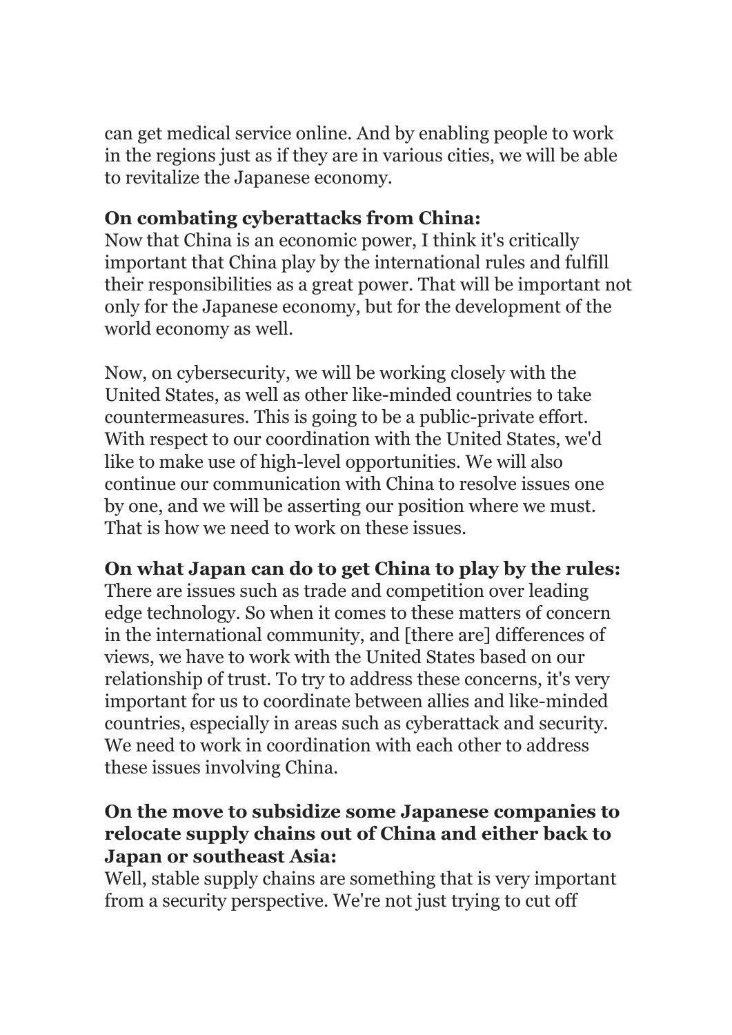can get medical service online. And by enabling people to work in the regions just as if they are in various cities, we will be able to revitalize the Japanese economy.

**On combating cyberattacks from China:**
Now that China is an economic power, I think it's critically important that China play by the international rules and fulfill their responsibilities as a great power. That will be important not only for the Japanese economy, but for the development of the world economy as well.

Now, on cybersecurity, we will be working closely with the United States, as well as other like-minded countries to take countermeasures. This is going to be a public-private effort. With respect to our coordination with the United States, we'd like to make use of high-level opportunities. We will also continue our communication with China to resolve issues one by one, and we will be asserting our position where we must. That is how we need to work on these issues.

**On what Japan can do to get China to play by the rules:**
There are issues such as trade and competition over leading edge technology. So when it comes to these matters of concern in the international community, and [there are] differences of views, we have to work with the United States based on our relationship of trust. To try to address these concerns, it's very important for us to coordinate between allies and like-minded countries, especially in areas such as cyberattack and security. We need to work in coordination with each other to address these issues involving China.

**On the move to subsidize some Japanese companies to relocate supply chains out of China and either back to Japan or southeast Asia:**
Well, stable supply chains are something that is very important from a security perspective. We're not just trying to cut off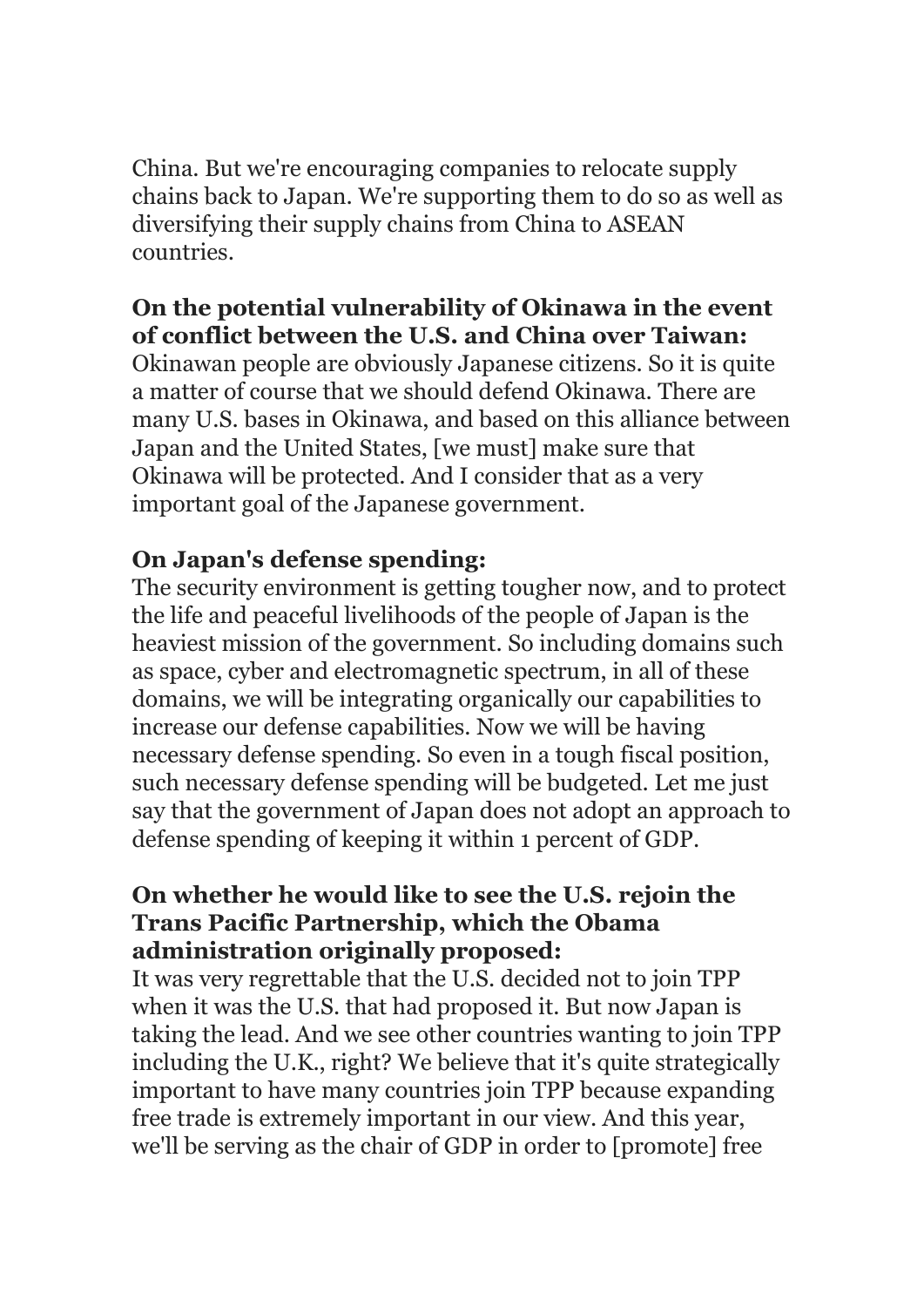China. But we're encouraging companies to relocate supply chains back to Japan. We're supporting them to do so as well as diversifying their supply chains from China to ASEAN countries.

**On the potential vulnerability of Okinawa in the event of conflict between the U.S. and China over Taiwan:**
Okinawan people are obviously Japanese citizens. So it is quite a matter of course that we should defend Okinawa. There are many U.S. bases in Okinawa, and based on this alliance between Japan and the United States, [we must] make sure that Okinawa will be protected. And I consider that as a very important goal of the Japanese government.

**On Japan's defense spending:**
The security environment is getting tougher now, and to protect the life and peaceful livelihoods of the people of Japan is the heaviest mission of the government. So including domains such as space, cyber and electromagnetic spectrum, in all of these domains, we will be integrating organically our capabilities to increase our defense capabilities. Now we will be having necessary defense spending. So even in a tough fiscal position, such necessary defense spending will be budgeted. Let me just say that the government of Japan does not adopt an approach to defense spending of keeping it within 1 percent of GDP.

**On whether he would like to see the U.S. rejoin the Trans Pacific Partnership, which the Obama administration originally proposed:**
It was very regrettable that the U.S. decided not to join TPP when it was the U.S. that had proposed it. But now Japan is taking the lead. And we see other countries wanting to join TPP including the U.K., right? We believe that it's quite strategically important to have many countries join TPP because expanding free trade is extremely important in our view. And this year, we'll be serving as the chair of GDP in order to [promote] free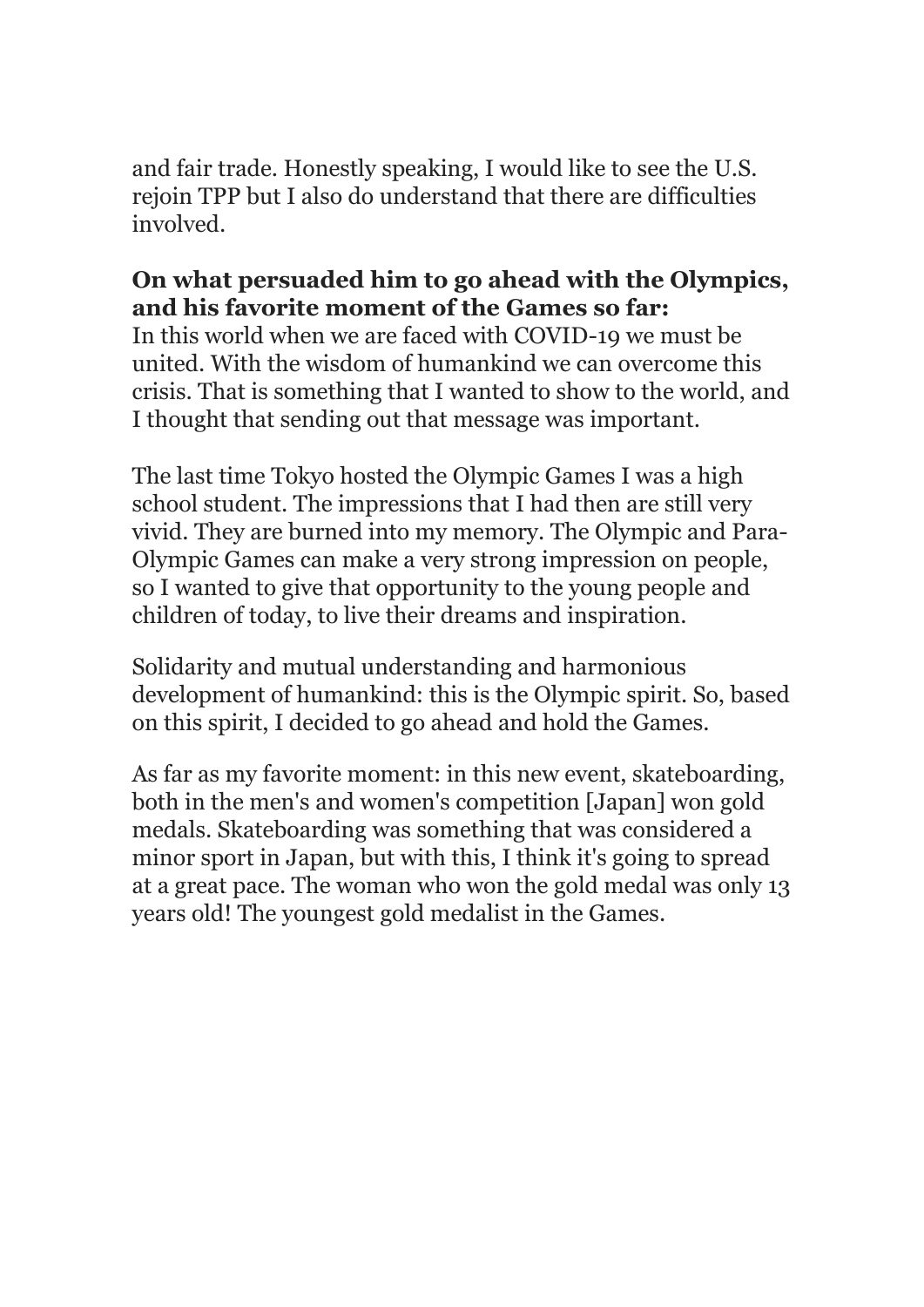and fair trade. Honestly speaking, I would like to see the U.S. rejoin TPP but I also do understand that there are difficulties involved.

**On what persuaded him to go ahead with the Olympics, and his favorite moment of the Games so far:**

In this world when we are faced with COVID-19 we must be united. With the wisdom of humankind we can overcome this crisis. That is something that I wanted to show to the world, and I thought that sending out that message was important.

The last time Tokyo hosted the Olympic Games I was a high school student. The impressions that I had then are still very vivid. They are burned into my memory. The Olympic and Para-Olympic Games can make a very strong impression on people, so I wanted to give that opportunity to the young people and children of today, to live their dreams and inspiration.

Solidarity and mutual understanding and harmonious development of humankind: this is the Olympic spirit. So, based on this spirit, I decided to go ahead and hold the Games.

As far as my favorite moment: in this new event, skateboarding, both in the men's and women's competition [Japan] won gold medals. Skateboarding was something that was considered a minor sport in Japan, but with this, I think it's going to spread at a great pace. The woman who won the gold medal was only 13 years old! The youngest gold medalist in the Games.